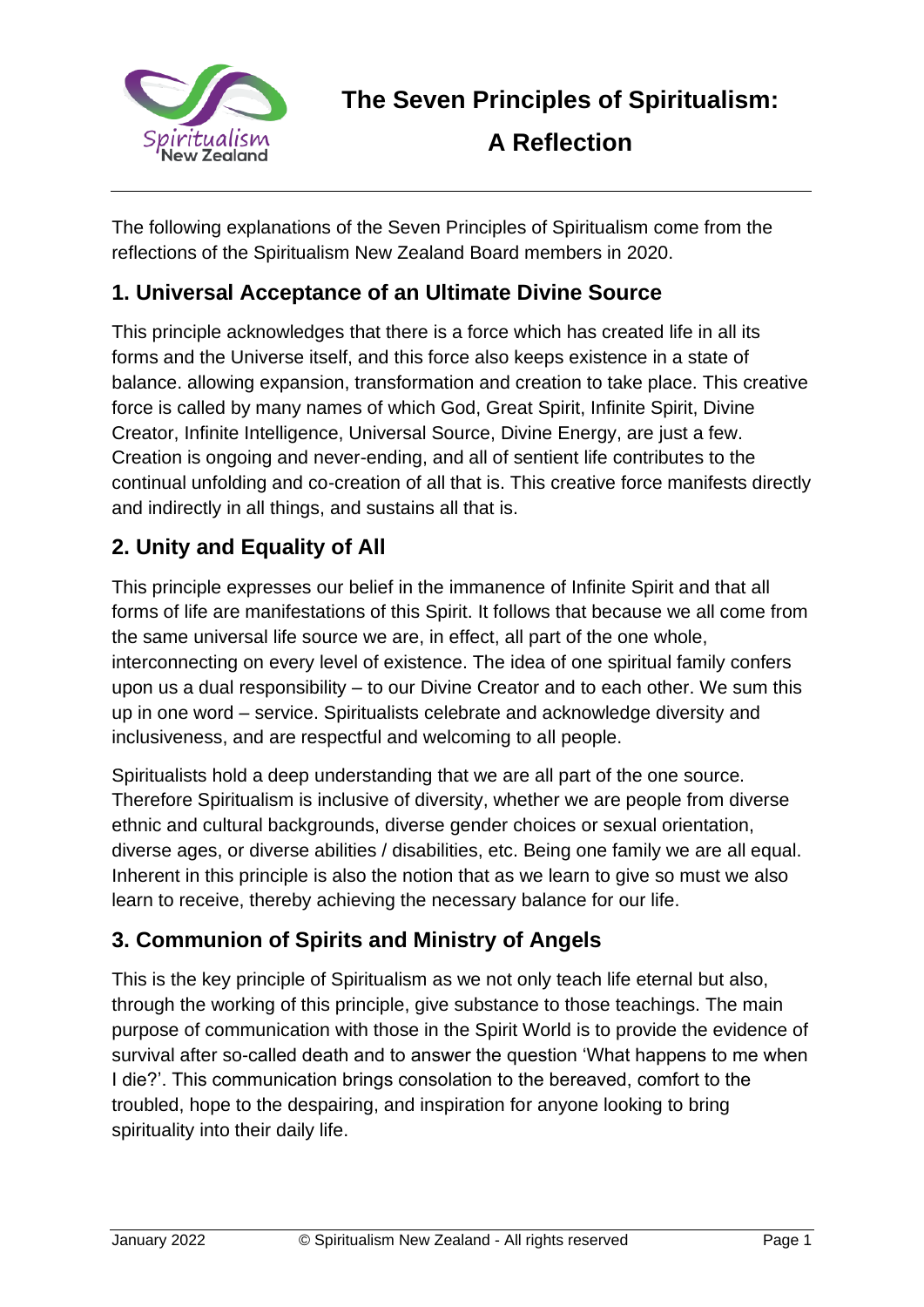# The Seven Principles of Spiritualism: A Reflection

The following explanations of the Seven Principles of Spiritualism come from the reflections of the Spiritualism New Zealand Board members in 2020.

## 1. Universal Acceptance of an Ultimate Divine Source

This principle acknowledges that there is a force which has created life in all its forms and the Universe itself, and this force also keeps existence in a state of balance. allowing expansion, transformation and creation to take place. This creative force is called by many names of which God, Great Spirit, Infinite Spirit, Divine Creator, Infinite Intelligence, Universal Source, Divine Energy, are just a few. Creation is ongoing and never-ending, and all of sentient life contributes to the continual unfolding and co-creation of all that is. This creative force manifests directly and indirectly in all things, and sustains all that is.

## 2. Unity and Equality of All

This principle expresses our belief in the immanence of Infinite Spirit and that all forms of life are manifestations of this Spirit. It follows that because we all come from the same universal life source we are, in effect, all part of the one whole, interconnecting on every level of existence. The idea of one spiritual family confers upon us a dual responsibility – to our Divine Creator and to each other. We sum this up in one word – service. Spiritualists celebrate and acknowledge diversity and inclusiveness, and are respectful and welcoming to all people.

Spiritualists hold a deep understanding that we are all part of the one source. Therefore Spiritualism is inclusive of diversity, whether we are people from diverse ethnic and cultural backgrounds, diverse gender choices or sexual orientation, diverse ages, or diverse abilities / disabilities, etc. Being one family we are all equal. Inherent in this principle is also the notion that as we learn to give so must we also learn to receive, thereby achieving the necessary balance for our life.

## 3. Communion of Spirits and Ministry of Angels

This is the key principle of Spiritualism as we not only teach life eternal but also, through the working of this principle, give substance to those teachings. The main purpose of communication with those in the Spirit World is to provide the evidence of survival after so-called death and to answer the question 'What happens to me when I die?'. This communication brings consolation to the bereaved, comfort to the troubled, hope to the despairing, and inspiration for anyone looking to bring spirituality into their daily life.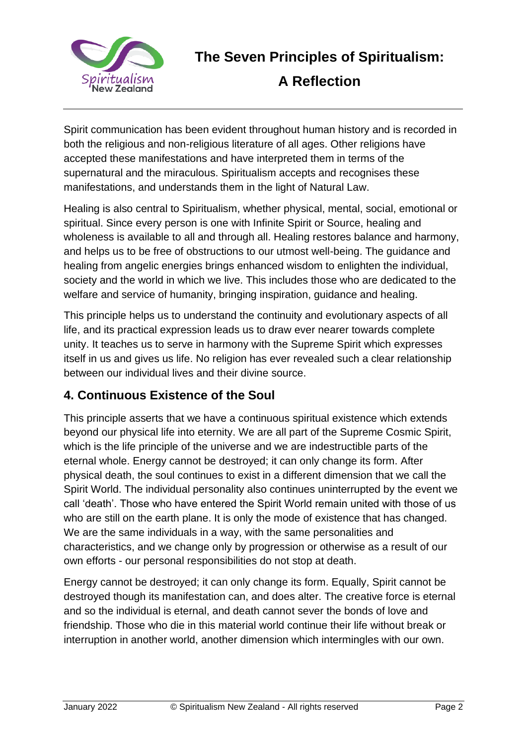Spirit communication has been evident throughout human history and is recorded in both the religious and non-religious literature of all ages. Other religions have accepted these manifestations and have interpreted them in terms of the supernatural and the miraculous. Spiritualism accepts and recognises these manifestations, and understands them in the light of Natural Law.

Healing is also central to Spiritualism, whether physical, mental, social, emotional or spiritual. Since every person is one with Infinite Spirit or Source, healing and wholeness is available to all and through all. Healing restores balance and harmony, and helps us to be free of obstructions to our utmost well-being. The guidance and healing from angelic energies brings enhanced wisdom to enlighten the individual, society and the world in which we live. This includes those who are dedicated to the welfare and service of humanity, bringing inspiration, guidance and healing.

This principle helps us to understand the continuity and evolutionary aspects of all life, and its practical expression leads us to draw ever nearer towards complete unity. It teaches us to serve in harmony with the Supreme Spirit which expresses itself in us and gives us life. No religion has ever revealed such a clear relationship between our individual lives and their divine source.

## 4. Continuous Existence of the Soul

This principle asserts that we have a continuous spiritual existence which extends beyond our physical life into eternity. We are all part of the Supreme Cosmic Spirit, which is the life principle of the universe and we are indestructible parts of the eternal whole. Energy cannot be destroyed; it can only change its form. After physical death, the soul continues to exist in a different dimension that we call the Spirit World. The individual personality also continues uninterrupted by the event we call 'death'. Those who have entered the Spirit World remain united with those of us who are still on the earth plane. It is only the mode of existence that has changed. We are the same individuals in a way, with the same personalities and characteristics, and we change only by progression or otherwise as a result of our own efforts - our personal responsibilities do not stop at death.

Energy cannot be destroyed; it can only change its form. Equally, Spirit cannot be destroyed though its manifestation can, and does alter. The creative force is eternal and so the individual is eternal, and death cannot sever the bonds of love and friendship. Those who die in this material world continue their life without break or interruption in another world, another dimension which intermingles with our own.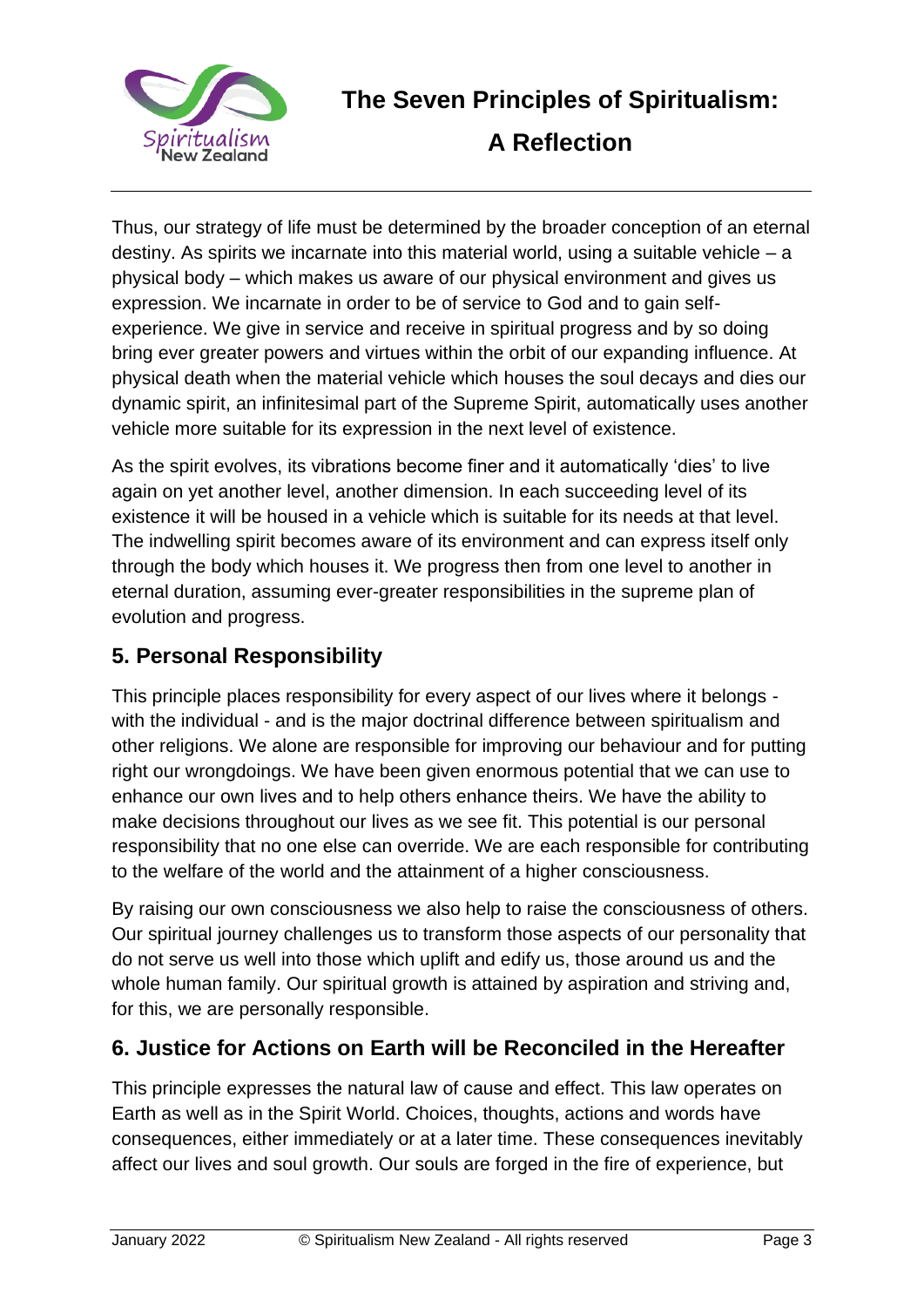Thus, our strategy of life must be determined by the broader conception of an eternal destiny. As spirits we incarnate into this material world, using a suitable vehicle – a physical body – which makes us aware of our physical environment and gives us expression. We incarnate in order to be of service to God and to gain self-experience. We give in service and receive in spiritual progress and by so doing bring ever greater powers and virtues within the orbit of our expanding influence. At physical death when the material vehicle which houses the soul decays and dies our dynamic spirit, an infinitesimal part of the Supreme Spirit, automatically uses another vehicle more suitable for its expression in the next level of existence.

As the spirit evolves, its vibrations become finer and it automatically 'dies' to live again on yet another level, another dimension. In each succeeding level of its existence it will be housed in a vehicle which is suitable for its needs at that level. The indwelling spirit becomes aware of its environment and can express itself only through the body which houses it. We progress then from one level to another in eternal duration, assuming ever-greater responsibilities in the supreme plan of evolution and progress.

## 5. Personal Responsibility

This principle places responsibility for every aspect of our lives where it belongs - with the individual - and is the major doctrinal difference between spiritualism and other religions. We alone are responsible for improving our behaviour and for putting right our wrongdoings. We have been given enormous potential that we can use to enhance our own lives and to help others enhance theirs. We have the ability to make decisions throughout our lives as we see fit. This potential is our personal responsibility that no one else can override. We are each responsible for contributing to the welfare of the world and the attainment of a higher consciousness.

By raising our own consciousness we also help to raise the consciousness of others. Our spiritual journey challenges us to transform those aspects of our personality that do not serve us well into those which uplift and edify us, those around us and the whole human family. Our spiritual growth is attained by aspiration and striving and, for this, we are personally responsible.

## 6. Justice for Actions on Earth will be Reconciled in the Hereafter

This principle expresses the natural law of cause and effect. This law operates on Earth as well as in the Spirit World. Choices, thoughts, actions and words have consequences, either immediately or at a later time. These consequences inevitably affect our lives and soul growth. Our souls are forged in the fire of experience, but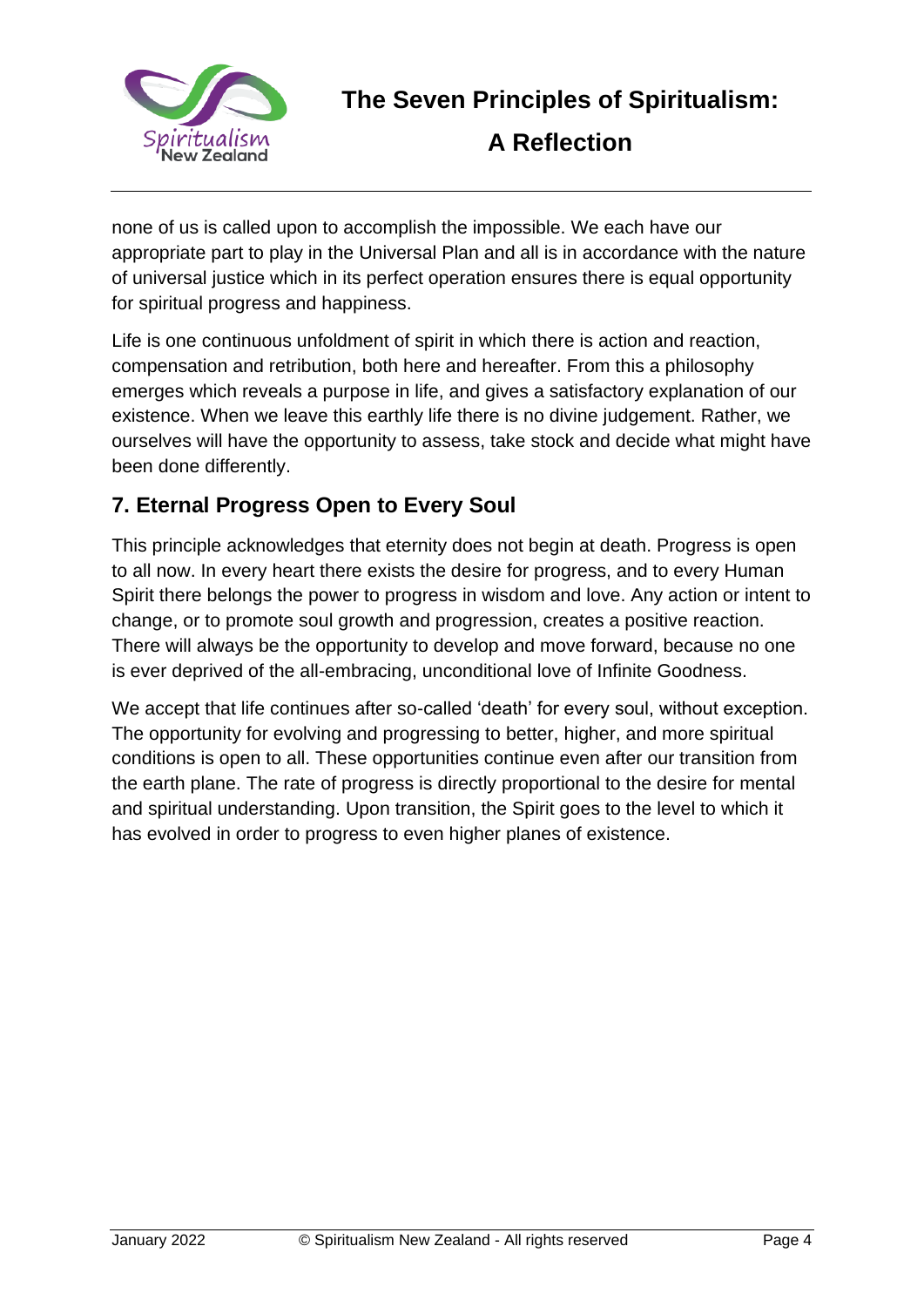none of us is called upon to accomplish the impossible. We each have our appropriate part to play in the Universal Plan and all is in accordance with the nature of universal justice which in its perfect operation ensures there is equal opportunity for spiritual progress and happiness.

Life is one continuous unfoldment of spirit in which there is action and reaction, compensation and retribution, both here and hereafter. From this a philosophy emerges which reveals a purpose in life, and gives a satisfactory explanation of our existence. When we leave this earthly life there is no divine judgement. Rather, we ourselves will have the opportunity to assess, take stock and decide what might have been done differently.

## 7. Eternal Progress Open to Every Soul

This principle acknowledges that eternity does not begin at death. Progress is open to all now. In every heart there exists the desire for progress, and to every Human Spirit there belongs the power to progress in wisdom and love. Any action or intent to change, or to promote soul growth and progression, creates a positive reaction. There will always be the opportunity to develop and move forward, because no one is ever deprived of the all-embracing, unconditional love of Infinite Goodness.

We accept that life continues after so-called 'death' for every soul, without exception. The opportunity for evolving and progressing to better, higher, and more spiritual conditions is open to all. These opportunities continue even after our transition from the earth plane. The rate of progress is directly proportional to the desire for mental and spiritual understanding. Upon transition, the Spirit goes to the level to which it has evolved in order to progress to even higher planes of existence.